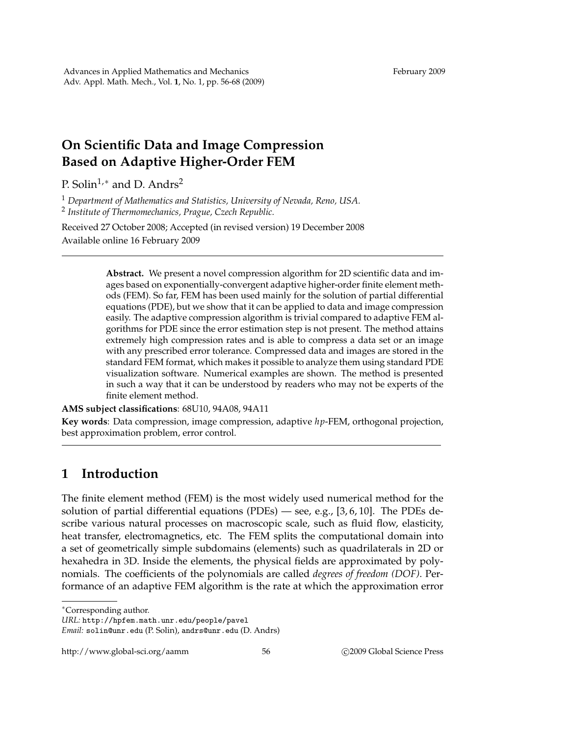# On Scientific Data and Image Compression Based on Adaptive Higher-Order FEM

P. Solin[1,*] and D. Andrs[2]

[1] *Department of Mathematics and Statistics, University of Nevada, Reno, USA.*
[2] *Institute of Thermomechanics, Prague, Czech Republic.*

Received 27 October 2008; Accepted (in revised version) 19 December 2008
Available online 16 February 2009

---

**Abstract.** We present a novel compression algorithm for 2D scientific data and images based on exponentially-convergent adaptive higher-order finite element methods (FEM). So far, FEM has been used mainly for the solution of partial differential equations (PDE), but we show that it can be applied to data and image compression easily. The adaptive compression algorithm is trivial compared to adaptive FEM algorithms for PDE since the error estimation step is not present. The method attains extremely high compression rates and is able to compress a data set or an image with any prescribed error tolerance. Compressed data and images are stored in the standard FEM format, which makes it possible to analyze them using standard PDE visualization software. Numerical examples are shown. The method is presented in such a way that it can be understood by readers who may not be experts of the finite element method.

**AMS subject classifications**: 68U10, 94A08, 94A11

**Key words**: Data compression, image compression, adaptive *hp*-FEM, orthogonal projection, best approximation problem, error control.

---

## 1 Introduction

The finite element method (FEM) is the most widely used numerical method for the solution of partial differential equations (PDEs) — see, e.g., [3, 6, 10]. The PDEs describe various natural processes on macroscopic scale, such as fluid flow, elasticity, heat transfer, electromagnetics, etc. The FEM splits the computational domain into a set of geometrically simple subdomains (elements) such as quadrilaterals in 2D or hexahedra in 3D. Inside the elements, the physical fields are approximated by polynomials. The coefficients of the polynomials are called *degrees of freedom (DOF)*. Performance of an adaptive FEM algorithm is the rate at which the approximation error

---

*Corresponding author.
*URL:* http://hpfem.math.unr.edu/people/pavel
*Email:* solin@unr.edu (P. Solin), andrs@unr.edu (D. Andrs)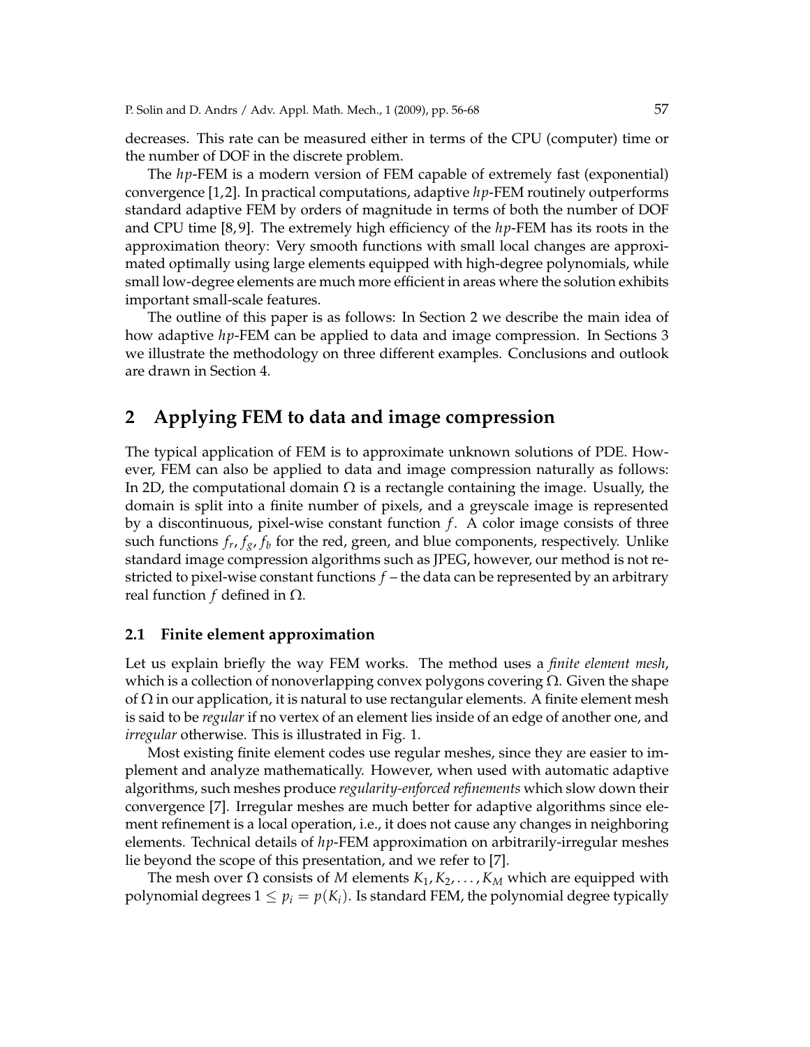decreases. This rate can be measured either in terms of the CPU (computer) time or the number of DOF in the discrete problem.

The *hp*-FEM is a modern version of FEM capable of extremely fast (exponential) convergence [1,2]. In practical computations, adaptive *hp*-FEM routinely outperforms standard adaptive FEM by orders of magnitude in terms of both the number of DOF and CPU time [8,9]. The extremely high efficiency of the *hp*-FEM has its roots in the approximation theory: Very smooth functions with small local changes are approximated optimally using large elements equipped with high-degree polynomials, while small low-degree elements are much more efficient in areas where the solution exhibits important small-scale features.

The outline of this paper is as follows: In Section 2 we describe the main idea of how adaptive *hp*-FEM can be applied to data and image compression. In Sections 3 we illustrate the methodology on three different examples. Conclusions and outlook are drawn in Section 4.

## 2 Applying FEM to data and image compression

The typical application of FEM is to approximate unknown solutions of PDE. However, FEM can also be applied to data and image compression naturally as follows: In 2D, the computational domain $\Omega$ is a rectangle containing the image. Usually, the domain is split into a finite number of pixels, and a greyscale image is represented by a discontinuous, pixel-wise constant function $f$. A color image consists of three such functions $f_r, f_g, f_b$ for the red, green, and blue components, respectively. Unlike standard image compression algorithms such as JPEG, however, our method is not restricted to pixel-wise constant functions $f$ – the data can be represented by an arbitrary real function $f$ defined in $\Omega$.

### 2.1 Finite element approximation

Let us explain briefly the way FEM works. The method uses a *finite element mesh*, which is a collection of nonoverlapping convex polygons covering $\Omega$. Given the shape of $\Omega$ in our application, it is natural to use rectangular elements. A finite element mesh is said to be *regular* if no vertex of an element lies inside of an edge of another one, and *irregular* otherwise. This is illustrated in Fig. 1.

Most existing finite element codes use regular meshes, since they are easier to implement and analyze mathematically. However, when used with automatic adaptive algorithms, such meshes produce *regularity-enforced refinements* which slow down their convergence [7]. Irregular meshes are much better for adaptive algorithms since element refinement is a local operation, i.e., it does not cause any changes in neighboring elements. Technical details of *hp*-FEM approximation on arbitrarily-irregular meshes lie beyond the scope of this presentation, and we refer to [7].

The mesh over $\Omega$ consists of $M$ elements $K_1, K_2, \ldots, K_M$ which are equipped with polynomial degrees $1 \leq p_i = p(K_i)$. Is standard FEM, the polynomial degree typically